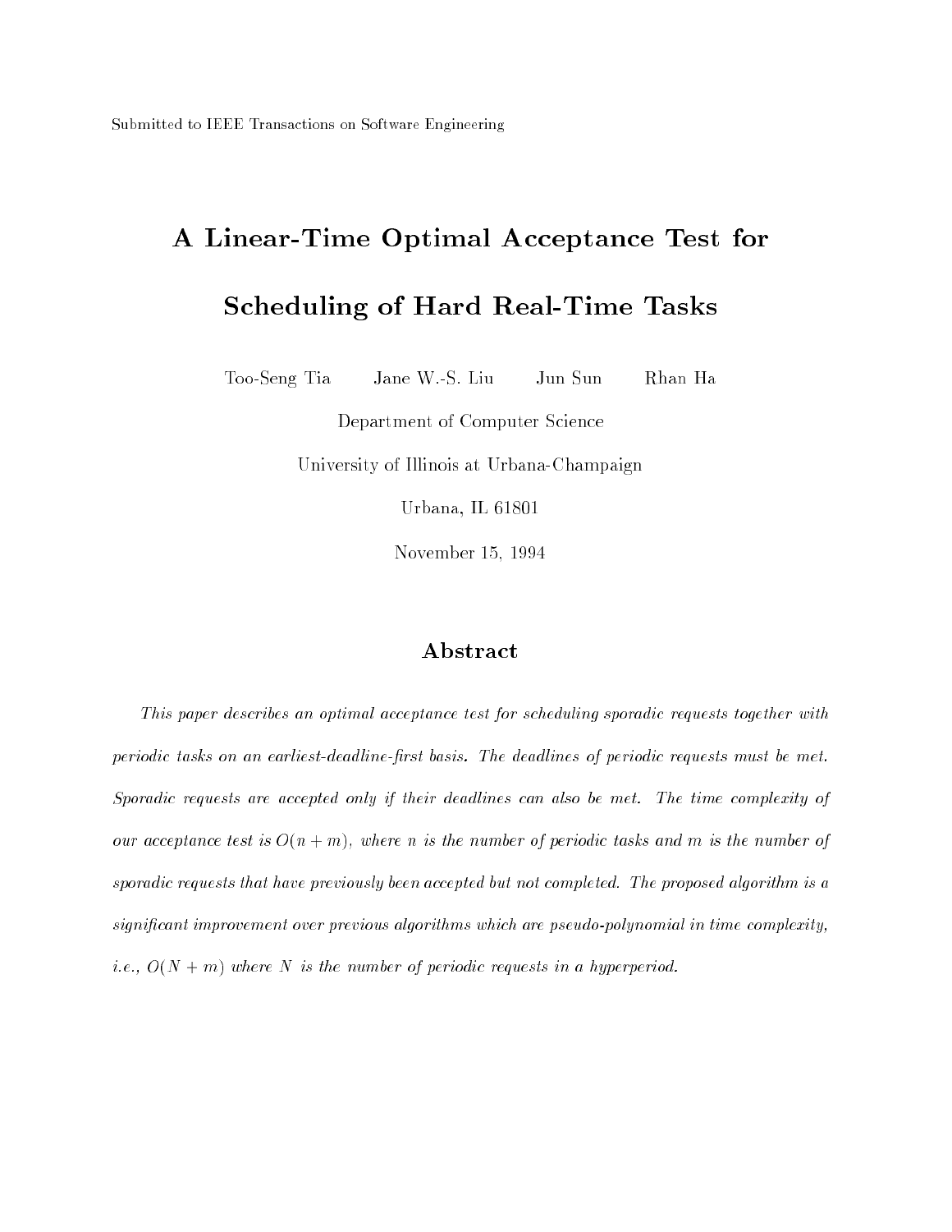Submitted to IEEE Transactions on Software Engineering

# A Linear-Time Optimal Acceptance Test for Scheduling of Hard Real-Time Tasks

Too-Seng Tia    Jane W.-S. Liu    Jun Sun    Rhan Ha

Department of Computer Science

University of Illinois at Urbana-Champaign

Urbana, IL 61801

November 15, 1994

## Abstract

*This paper describes an optimal acceptance test for scheduling sporadic requests together with periodic tasks on an earliest-deadline-first basis. The deadlines of periodic requests must be met. Sporadic requests are accepted only if their deadlines can also be met. The time complexity of our acceptance test is $O(n + m)$, where $n$ is the number of periodic tasks and $m$ is the number of sporadic requests that have previously been accepted but not completed. The proposed algorithm is a significant improvement over previous algorithms which are pseudo-polynomial in time complexity, i.e., $O(N + m)$ where $N$ is the number of periodic requests in a hyperperiod.*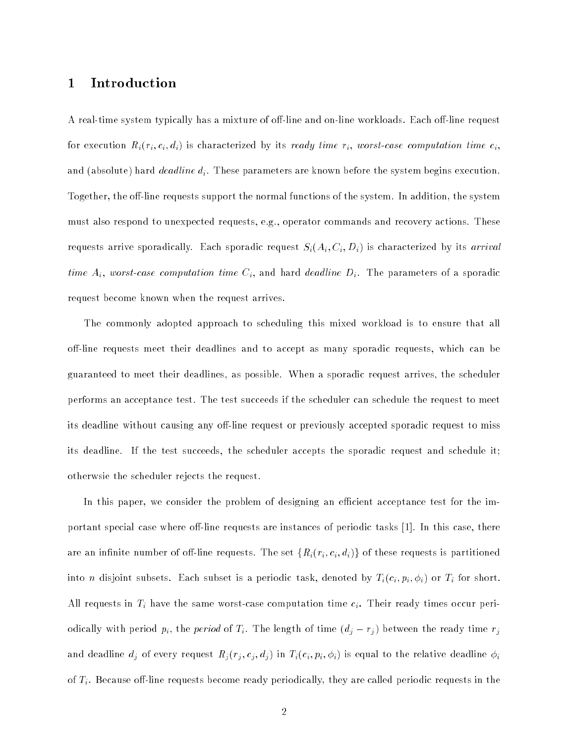# 1 Introduction

A real-time system typically has a mixture of off-line and on-line workloads. Each off-line request for execution $R_i(r_i, c_i, d_i)$ is characterized by its *ready time* $r_i$, *worst-case computation time* $c_i$, and (absolute) hard *deadline* $d_i$. These parameters are known before the system begins execution. Together, the off-line requests support the normal functions of the system. In addition, the system must also respond to unexpected requests, e.g., operator commands and recovery actions. These requests arrive sporadically. Each sporadic request $S_i(A_i, C_i, D_i)$ is characterized by its *arrival time* $A_i$, *worst-case computation time* $C_i$, and hard *deadline* $D_i$. The parameters of a sporadic request become known when the request arrives.

The commonly adopted approach to scheduling this mixed workload is to ensure that all off-line requests meet their deadlines and to accept as many sporadic requests, which can be guaranteed to meet their deadlines, as possible. When a sporadic request arrives, the scheduler performs an acceptance test. The test succeeds if the scheduler can schedule the request to meet its deadline without causing any off-line request or previously accepted sporadic request to miss its deadline. If the test succeeds, the scheduler accepts the sporadic request and schedule it; otherwsie the scheduler rejects the request.

In this paper, we consider the problem of designing an efficient acceptance test for the important special case where off-line requests are instances of periodic tasks [1]. In this case, there are an infinite number of off-line requests. The set $\{R_i(r_i, c_i, d_i)\}$ of these requests is partitioned into $n$ disjoint subsets. Each subset is a periodic task, denoted by $T_i(c_i, p_i, \phi_i)$ or $T_i$ for short. All requests in $T_i$ have the same worst-case computation time $c_i$. Their ready times occur periodically with period $p_i$, the *period* of $T_i$. The length of time $(d_j - r_j)$ between the ready time $r_j$ and deadline $d_j$ of every request $R_j(r_j, c_j, d_j)$ in $T_i(c_i, p_i, \phi_i)$ is equal to the relative deadline $\phi_i$ of $T_i$. Because off-line requests become ready periodically, they are called periodic requests in the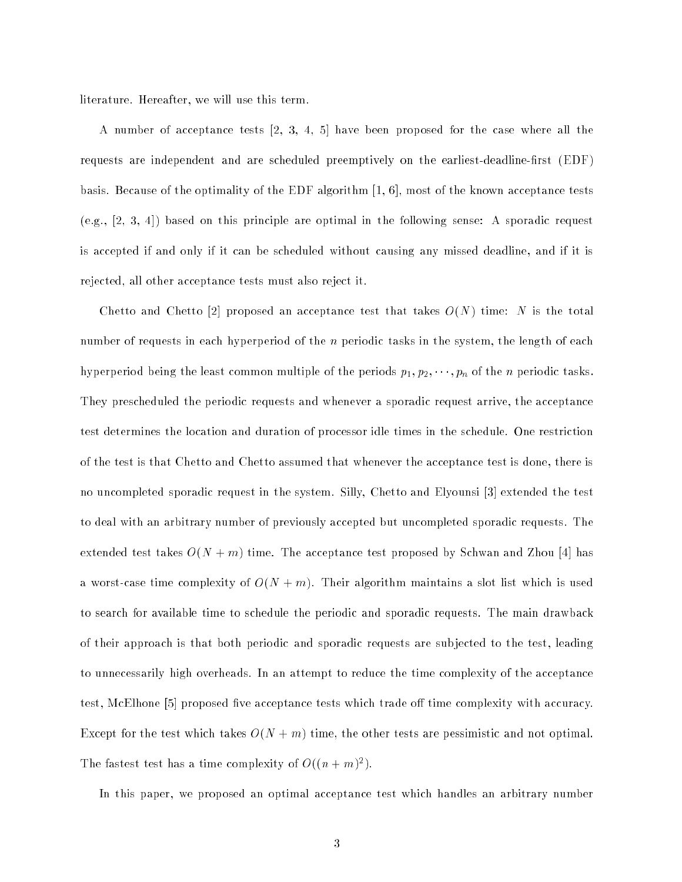literature. Hereafter, we will use this term.

A number of acceptance tests [2, 3, 4, 5] have been proposed for the case where all the requests are independent and are scheduled preemptively on the earliest-deadline-first (EDF) basis. Because of the optimality of the EDF algorithm [1, 6], most of the known acceptance tests (e.g., [2, 3, 4]) based on this principle are optimal in the following sense: A sporadic request is accepted if and only if it can be scheduled without causing any missed deadline, and if it is rejected, all other acceptance tests must also reject it.

Chetto and Chetto [2] proposed an acceptance test that takes $O(N)$ time: $N$ is the total number of requests in each hyperperiod of the $n$ periodic tasks in the system, the length of each hyperperiod being the least common multiple of the periods $p_1, p_2, \cdots, p_n$ of the $n$ periodic tasks. They prescheduled the periodic requests and whenever a sporadic request arrive, the acceptance test determines the location and duration of processor idle times in the schedule. One restriction of the test is that Chetto and Chetto assumed that whenever the acceptance test is done, there is no uncompleted sporadic request in the system. Silly, Chetto and Elyounsi [3] extended the test to deal with an arbitrary number of previously accepted but uncompleted sporadic requests. The extended test takes $O(N + m)$ time. The acceptance test proposed by Schwan and Zhou [4] has a worst-case time complexity of $O(N + m)$. Their algorithm maintains a slot list which is used to search for available time to schedule the periodic and sporadic requests. The main drawback of their approach is that both periodic and sporadic requests are subjected to the test, leading to unnecessarily high overheads. In an attempt to reduce the time complexity of the acceptance test, McElhone [5] proposed five acceptance tests which trade off time complexity with accuracy. Except for the test which takes $O(N + m)$ time, the other tests are pessimistic and not optimal. The fastest test has a time complexity of $O((n + m)^2)$.

In this paper, we proposed an optimal acceptance test which handles an arbitrary number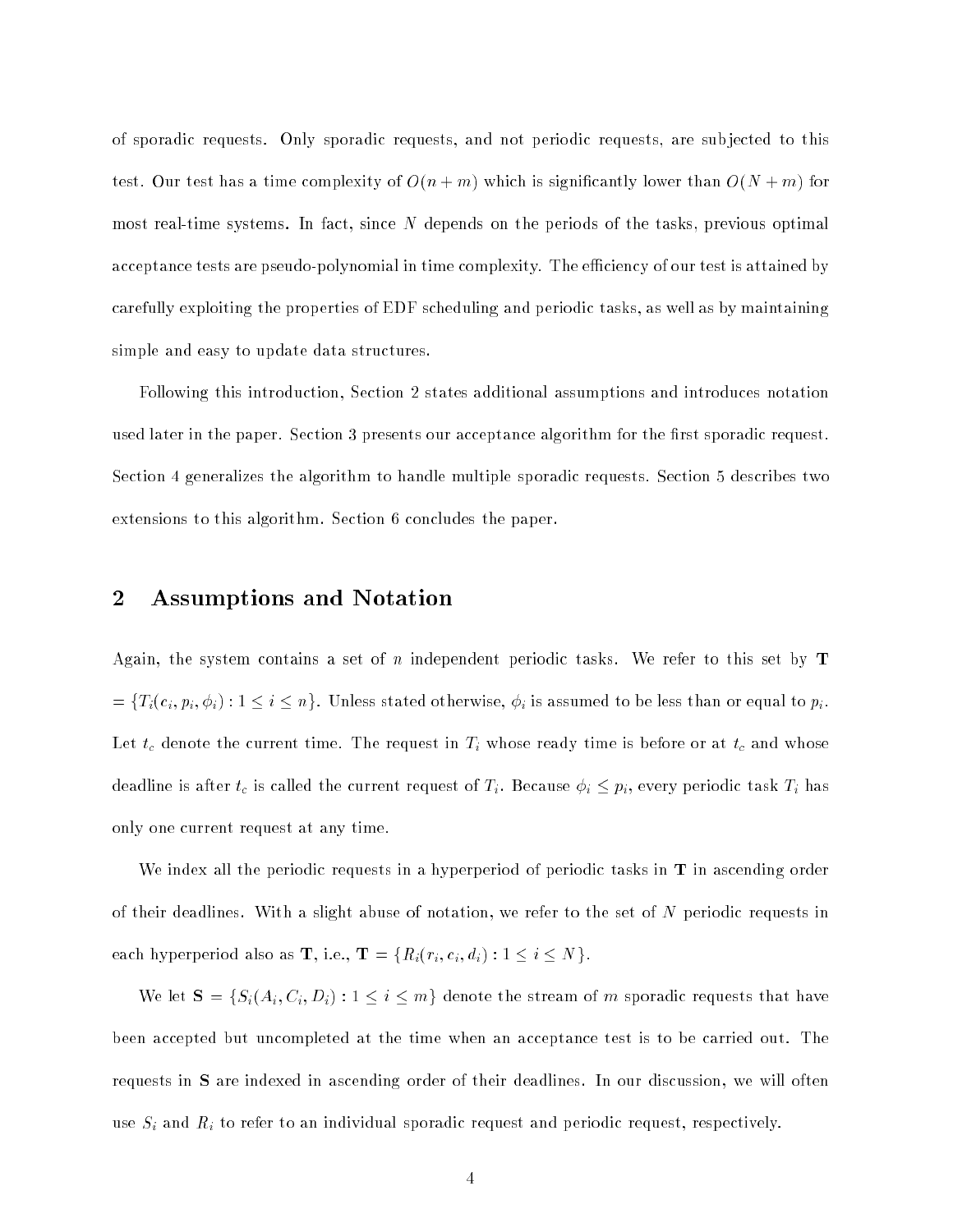of sporadic requests. Only sporadic requests, and not periodic requests, are subjected to this test. Our test has a time complexity of $O(n + m)$ which is significantly lower than $O(N + m)$ for most real-time systems. In fact, since $N$ depends on the periods of the tasks, previous optimal acceptance tests are pseudo-polynomial in time complexity. The efficiency of our test is attained by carefully exploiting the properties of EDF scheduling and periodic tasks, as well as by maintaining simple and easy to update data structures.

Following this introduction, Section 2 states additional assumptions and introduces notation used later in the paper. Section 3 presents our acceptance algorithm for the first sporadic request. Section 4 generalizes the algorithm to handle multiple sporadic requests. Section 5 describes two extensions to this algorithm. Section 6 concludes the paper.

## 2 Assumptions and Notation

Again, the system contains a set of $n$ independent periodic tasks. We refer to this set by $\mathbf{T}$ $= \{T_i(c_i, p_i, \phi_i) : 1 \leq i \leq n\}$. Unless stated otherwise, $\phi_i$ is assumed to be less than or equal to $p_i$. Let $t_c$ denote the current time. The request in $T_i$ whose ready time is before or at $t_c$ and whose deadline is after $t_c$ is called the current request of $T_i$. Because $\phi_i \leq p_i$, every periodic task $T_i$ has only one current request at any time.

We index all the periodic requests in a hyperperiod of periodic tasks in $\mathbf{T}$ in ascending order of their deadlines. With a slight abuse of notation, we refer to the set of $N$ periodic requests in each hyperperiod also as $\mathbf{T}$, i.e., $\mathbf{T} = \{R_i(r_i, c_i, d_i) : 1 \leq i \leq N\}$.

We let $\mathbf{S} = \{S_i(A_i, C_i, D_i) : 1 \leq i \leq m\}$ denote the stream of $m$ sporadic requests that have been accepted but uncompleted at the time when an acceptance test is to be carried out. The requests in $\mathbf{S}$ are indexed in ascending order of their deadlines. In our discussion, we will often use $S_i$ and $R_i$ to refer to an individual sporadic request and periodic request, respectively.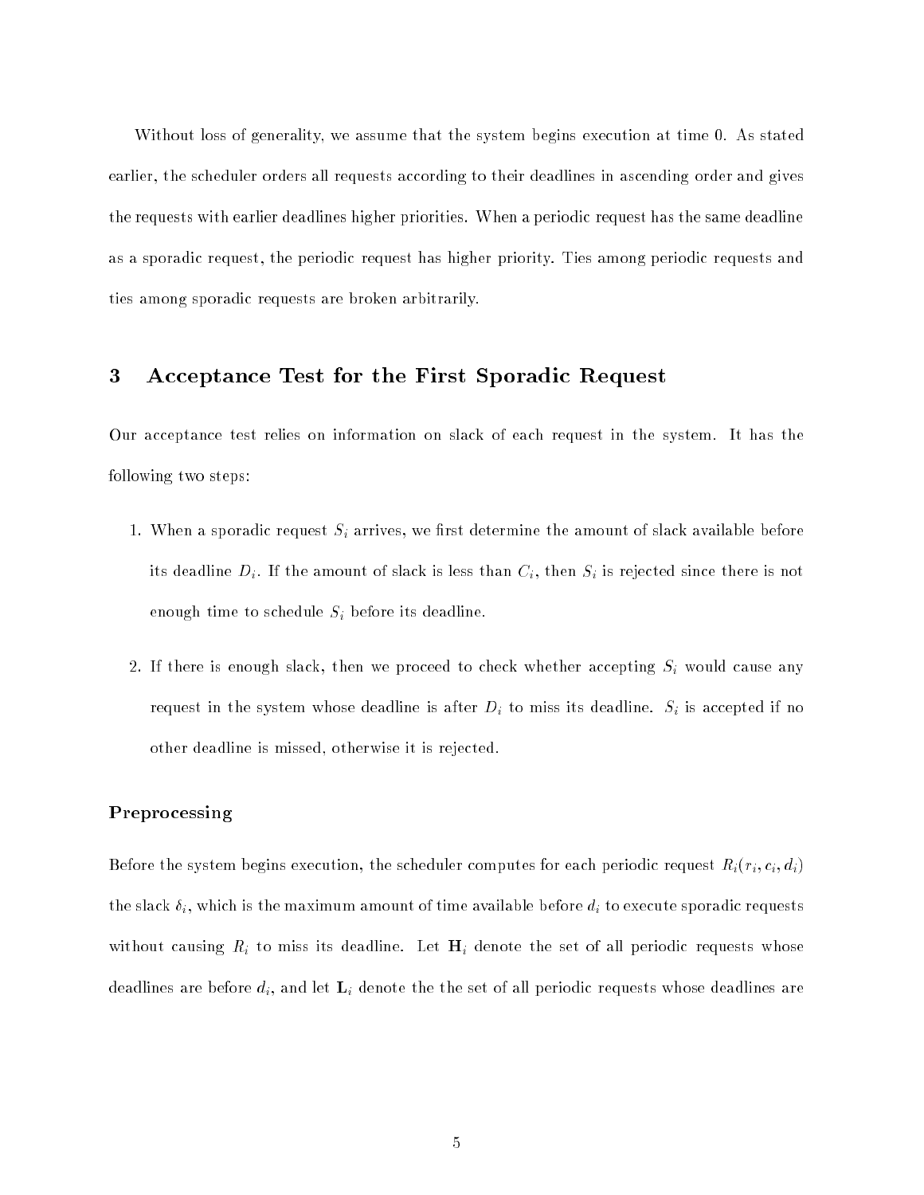Without loss of generality, we assume that the system begins execution at time 0. As stated earlier, the scheduler orders all requests according to their deadlines in ascending order and gives the requests with earlier deadlines higher priorities. When a periodic request has the same deadline as a sporadic request, the periodic request has higher priority. Ties among periodic requests and ties among sporadic requests are broken arbitrarily.

## 3 Acceptance Test for the First Sporadic Request

Our acceptance test relies on information on slack of each request in the system. It has the following two steps:

1. When a sporadic request $S_i$ arrives, we first determine the amount of slack available before its deadline $D_i$. If the amount of slack is less than $C_i$, then $S_i$ is rejected since there is not enough time to schedule $S_i$ before its deadline.
2. If there is enough slack, then we proceed to check whether accepting $S_i$ would cause any request in the system whose deadline is after $D_i$ to miss its deadline. $S_i$ is accepted if no other deadline is missed, otherwise it is rejected.

### Preprocessing

Before the system begins execution, the scheduler computes for each periodic request $R_i(r_i, c_i, d_i)$ the slack $\delta_i$, which is the maximum amount of time available before $d_i$ to execute sporadic requests without causing $R_i$ to miss its deadline. Let $\mathbf{H}_i$ denote the set of all periodic requests whose deadlines are before $d_i$, and let $\mathbf{L}_i$ denote the the set of all periodic requests whose deadlines are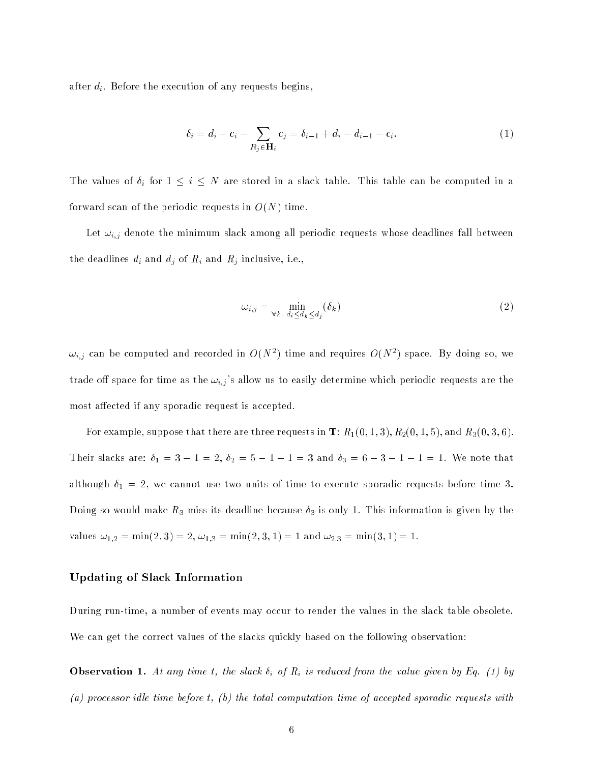after $d_i$. Before the execution of any requests begins,

$$\delta_i = d_i - c_i - \sum_{R_j \in \mathbf{H}_i} c_j = \delta_{i-1} + d_i - d_{i-1} - c_i. \tag{1}$$

The values of $\delta_i$ for $1 \leq i \leq N$ are stored in a slack table. This table can be computed in a forward scan of the periodic requests in $O(N)$ time.

Let $\omega_{i,j}$ denote the minimum slack among all periodic requests whose deadlines fall between the deadlines $d_i$ and $d_j$ of $R_i$ and $R_j$ inclusive, i.e.,

$$\omega_{i,j} = \min_{\forall k,\ d_i \leq d_k \leq d_j} (\delta_k) \tag{2}$$

$\omega_{i,j}$ can be computed and recorded in $O(N^2)$ time and requires $O(N^2)$ space. By doing so, we trade off space for time as the $\omega_{i,j}$'s allow us to easily determine which periodic requests are the most affected if any sporadic request is accepted.

For example, suppose that there are three requests in $\mathbf{T}$: $R_1(0,1,3)$, $R_2(0,1,5)$, and $R_3(0,3,6)$. Their slacks are: $\delta_1 = 3 - 1 = 2$, $\delta_2 = 5 - 1 - 1 = 3$ and $\delta_3 = 6 - 3 - 1 - 1 = 1$. We note that although $\delta_1 = 2$, we cannot use two units of time to execute sporadic requests before time 3. Doing so would make $R_3$ miss its deadline because $\delta_3$ is only 1. This information is given by the values $\omega_{1,2} = \min(2,3) = 2$, $\omega_{1,3} = \min(2,3,1) = 1$ and $\omega_{2,3} = \min(3,1) = 1$.

### Updating of Slack Information

During run-time, a number of events may occur to render the values in the slack table obsolete. We can get the correct values of the slacks quickly based on the following observation:

**Observation 1.** *At any time $t$, the slack $\delta_i$ of $R_i$ is reduced from the value given by Eq. (1) by (a) processor idle time before $t$, (b) the total computation time of accepted sporadic requests with*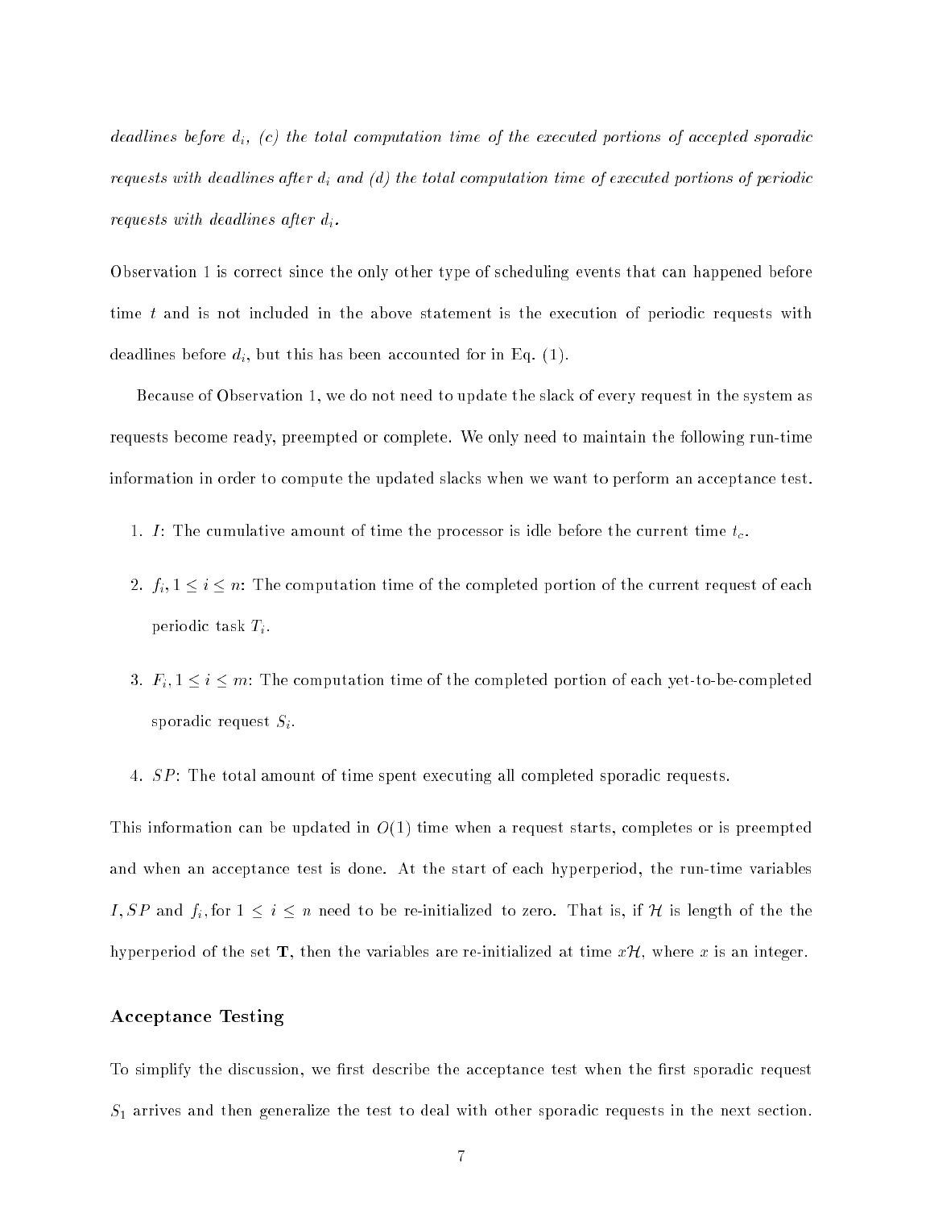*deadlines before $d_i$, (c) the total computation time of the executed portions of accepted sporadic requests with deadlines after $d_i$ and (d) the total computation time of executed portions of periodic requests with deadlines after $d_i$.*

Observation 1 is correct since the only other type of scheduling events that can happened before time $t$ and is not included in the above statement is the execution of periodic requests with deadlines before $d_i$, but this has been accounted for in Eq. (1).

Because of Observation 1, we do not need to update the slack of every request in the system as requests become ready, preempted or complete. We only need to maintain the following run-time information in order to compute the updated slacks when we want to perform an acceptance test.

1. $I$: The cumulative amount of time the processor is idle before the current time $t_c$.
2. $f_i, 1 \leq i \leq n$: The computation time of the completed portion of the current request of each periodic task $T_i$.
3. $F_i, 1 \leq i \leq m$: The computation time of the completed portion of each yet-to-be-completed sporadic request $S_i$.
4. $SP$: The total amount of time spent executing all completed sporadic requests.

This information can be updated in $O(1)$ time when a request starts, completes or is preempted and when an acceptance test is done. At the start of each hyperperiod, the run-time variables $I, SP$ and $f_i$, for $1 \leq i \leq n$ need to be re-initialized to zero. That is, if $\mathcal{H}$ is length of the the hyperperiod of the set $\mathbf{T}$, then the variables are re-initialized at time $x\mathcal{H}$, where $x$ is an integer.

### Acceptance Testing

To simplify the discussion, we first describe the acceptance test when the first sporadic request $S_1$ arrives and then generalize the test to deal with other sporadic requests in the next section.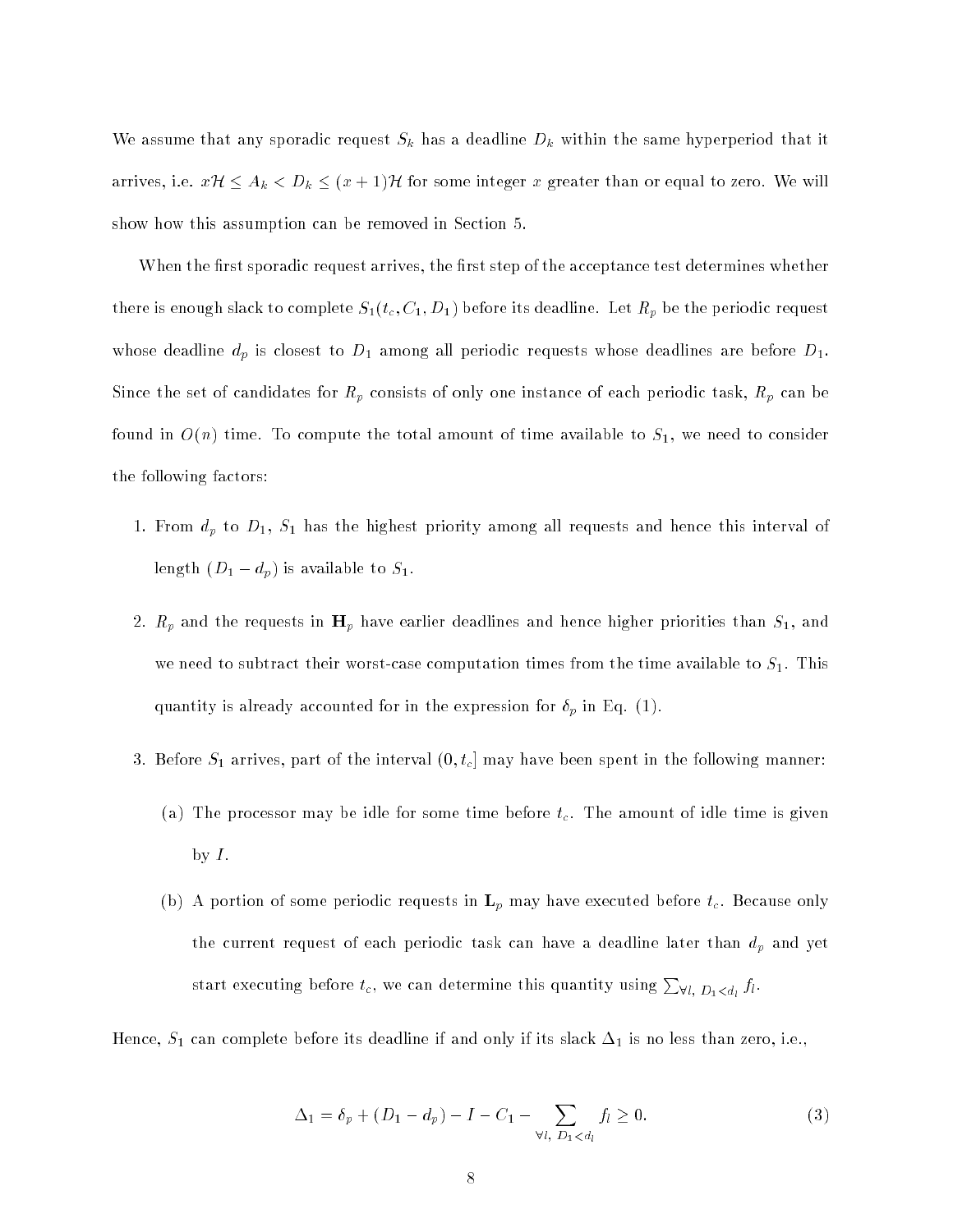We assume that any sporadic request $S_k$ has a deadline $D_k$ within the same hyperperiod that it arrives, i.e. $x\mathcal{H} \le A_k < D_k \le (x+1)\mathcal{H}$ for some integer $x$ greater than or equal to zero. We will show how this assumption can be removed in Section 5.

When the first sporadic request arrives, the first step of the acceptance test determines whether there is enough slack to complete $S_1(t_c, C_1, D_1)$ before its deadline. Let $R_p$ be the periodic request whose deadline $d_p$ is closest to $D_1$ among all periodic requests whose deadlines are before $D_1$. Since the set of candidates for $R_p$ consists of only one instance of each periodic task, $R_p$ can be found in $O(n)$ time. To compute the total amount of time available to $S_1$, we need to consider the following factors:

1. From $d_p$ to $D_1$, $S_1$ has the highest priority among all requests and hence this interval of length $(D_1 - d_p)$ is available to $S_1$.
2. $R_p$ and the requests in $\mathbf{H}_p$ have earlier deadlines and hence higher priorities than $S_1$, and we need to subtract their worst-case computation times from the time available to $S_1$. This quantity is already accounted for in the expression for $\delta_p$ in Eq. (1).
3. Before $S_1$ arrives, part of the interval $(0, t_c]$ may have been spent in the following manner:
   - (a) The processor may be idle for some time before $t_c$. The amount of idle time is given by $I$.
   - (b) A portion of some periodic requests in $\mathbf{L}_p$ may have executed before $t_c$. Because only the current request of each periodic task can have a deadline later than $d_p$ and yet start executing before $t_c$, we can determine this quantity using $\sum_{\forall l,\ D_1 < d_l} f_l$.

Hence, $S_1$ can complete before its deadline if and only if its slack $\Delta_1$ is no less than zero, i.e.,

$$\Delta_1 = \delta_p + (D_1 - d_p) - I - C_1 - \sum_{\forall l,\ D_1 < d_l} f_l \ge 0. \tag{3}$$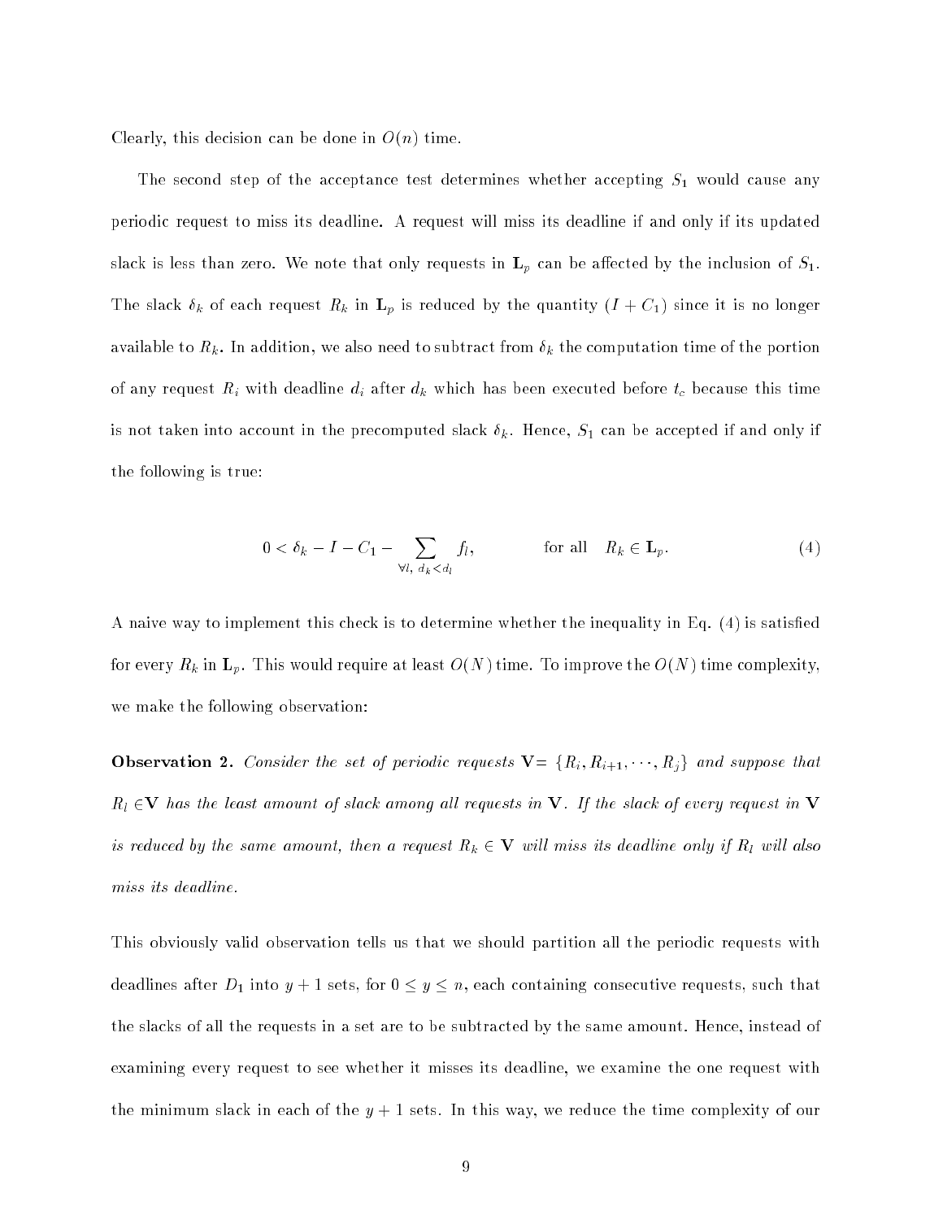Clearly, this decision can be done in $O(n)$ time.

The second step of the acceptance test determines whether accepting $S_1$ would cause any periodic request to miss its deadline. A request will miss its deadline if and only if its updated slack is less than zero. We note that only requests in $\mathbf{L}_p$ can be affected by the inclusion of $S_1$. The slack $\delta_k$ of each request $R_k$ in $\mathbf{L}_p$ is reduced by the quantity $(I + C_1)$ since it is no longer available to $R_k$. In addition, we also need to subtract from $\delta_k$ the computation time of the portion of any request $R_i$ with deadline $d_i$ after $d_k$ which has been executed before $t_c$ because this time is not taken into account in the precomputed slack $\delta_k$. Hence, $S_1$ can be accepted if and only if the following is true:

$$0 < \delta_k - I - C_1 - \sum_{\forall l,\ d_k < d_l} f_l, \qquad \text{for all} \quad R_k \in \mathbf{L}_p. \tag{4}$$

A naive way to implement this check is to determine whether the inequality in Eq. (4) is satisfied for every $R_k$ in $\mathbf{L}_p$. This would require at least $O(N)$ time. To improve the $O(N)$ time complexity, we make the following observation:

**Observation 2.** *Consider the set of periodic requests* $\mathbf{V} = \{R_i, R_{i+1}, \cdots, R_j\}$ *and suppose that* $R_l \in \mathbf{V}$ *has the least amount of slack among all requests in* $\mathbf{V}$*. If the slack of every request in* $\mathbf{V}$ *is reduced by the same amount, then a request* $R_k \in \mathbf{V}$ *will miss its deadline only if* $R_l$ *will also miss its deadline.*

This obviously valid observation tells us that we should partition all the periodic requests with deadlines after $D_1$ into $y + 1$ sets, for $0 \le y \le n$, each containing consecutive requests, such that the slacks of all the requests in a set are to be subtracted by the same amount. Hence, instead of examining every request to see whether it misses its deadline, we examine the one request with the minimum slack in each of the $y + 1$ sets. In this way, we reduce the time complexity of our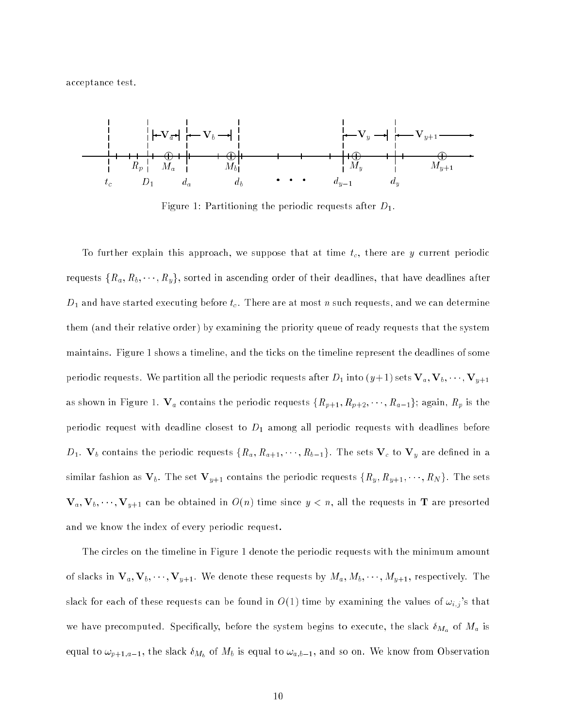acceptance test.

Figure 1: Partitioning the periodic requests after $D_1$.

To further explain this approach, we suppose that at time $t_c$, there are $y$ current periodic requests $\{R_a, R_b, \cdots, R_y\}$, sorted in ascending order of their deadlines, that have deadlines after $D_1$ and have started executing before $t_c$. There are at most $n$ such requests, and we can determine them (and their relative order) by examining the priority queue of ready requests that the system maintains. Figure 1 shows a timeline, and the ticks on the timeline represent the deadlines of some periodic requests. We partition all the periodic requests after $D_1$ into $(y+1)$ sets $\mathbf{V}_a, \mathbf{V}_b, \cdots, \mathbf{V}_{y+1}$ as shown in Figure 1. $\mathbf{V}_a$ contains the periodic requests $\{R_{p+1}, R_{p+2}, \cdots, R_{a-1}\}$; again, $R_p$ is the periodic request with deadline closest to $D_1$ among all periodic requests with deadlines before $D_1$. $\mathbf{V}_b$ contains the periodic requests $\{R_a, R_{a+1}, \cdots, R_{b-1}\}$. The sets $\mathbf{V}_c$ to $\mathbf{V}_y$ are defined in a similar fashion as $\mathbf{V}_b$. The set $\mathbf{V}_{y+1}$ contains the periodic requests $\{R_y, R_{y+1}, \cdots, R_N\}$. The sets $\mathbf{V}_a, \mathbf{V}_b, \cdots, \mathbf{V}_{y+1}$ can be obtained in $O(n)$ time since $y < n$, all the requests in $\mathbf{T}$ are presorted and we know the index of every periodic request.

The circles on the timeline in Figure 1 denote the periodic requests with the minimum amount of slacks in $\mathbf{V}_a, \mathbf{V}_b, \cdots, \mathbf{V}_{y+1}$. We denote these requests by $M_a, M_b, \cdots, M_{y+1}$, respectively. The slack for each of these requests can be found in $O(1)$ time by examining the values of $\omega_{i,j}$'s that we have precomputed. Specifically, before the system begins to execute, the slack $\delta_{M_a}$ of $M_a$ is equal to $\omega_{p+1,a-1}$, the slack $\delta_{M_b}$ of $M_b$ is equal to $\omega_{a,b-1}$, and so on. We know from Observation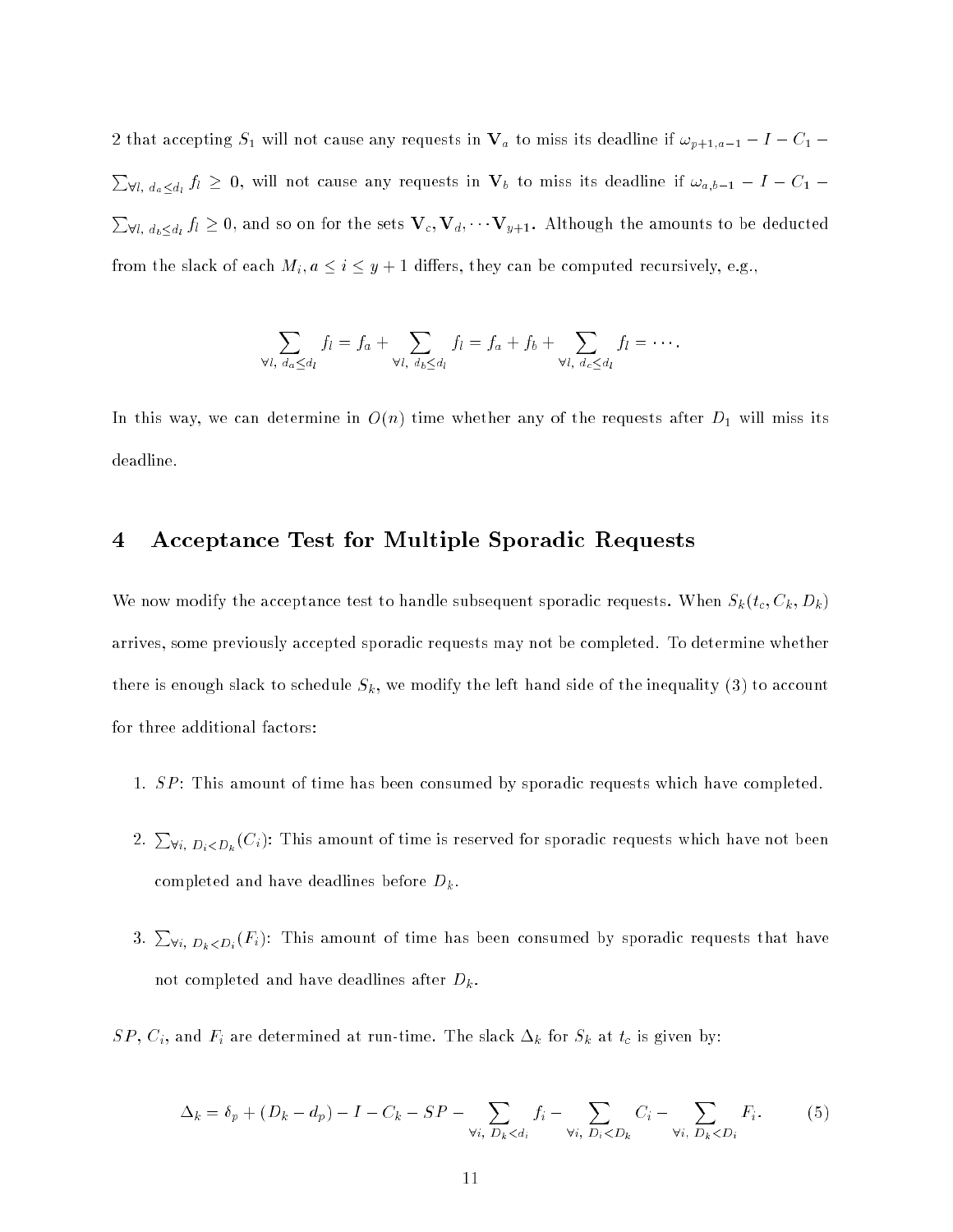2 that accepting $S_1$ will not cause any requests in $\mathbf{V}_a$ to miss its deadline if $\omega_{p+1,a-1} - I - C_1 - \sum_{\forall l,\ d_a \leq d_l} f_l \geq 0$, will not cause any requests in $\mathbf{V}_b$ to miss its deadline if $\omega_{a,b-1} - I - C_1 - \sum_{\forall l,\ d_b \leq d_l} f_l \geq 0$, and so on for the sets $\mathbf{V}_c, \mathbf{V}_d, \cdots \mathbf{V}_{y+1}$. Although the amounts to be deducted from the slack of each $M_i, a \leq i \leq y+1$ differs, they can be computed recursively, e.g.,

$$\sum_{\forall l,\ d_a \leq d_l} f_l = f_a + \sum_{\forall l,\ d_b \leq d_l} f_l = f_a + f_b + \sum_{\forall l,\ d_c \leq d_l} f_l = \cdots.$$

In this way, we can determine in $O(n)$ time whether any of the requests after $D_1$ will miss its deadline.

# 4 Acceptance Test for Multiple Sporadic Requests

We now modify the acceptance test to handle subsequent sporadic requests. When $S_k(t_c, C_k, D_k)$ arrives, some previously accepted sporadic requests may not be completed. To determine whether there is enough slack to schedule $S_k$, we modify the left hand side of the inequality (3) to account for three additional factors:

1. $SP$: This amount of time has been consumed by sporadic requests which have completed.
2. $\sum_{\forall i,\ D_i < D_k}(C_i)$: This amount of time is reserved for sporadic requests which have not been completed and have deadlines before $D_k$.
3. $\sum_{\forall i,\ D_k < D_i}(F_i)$: This amount of time has been consumed by sporadic requests that have not completed and have deadlines after $D_k$.

$SP$, $C_i$, and $F_i$ are determined at run-time. The slack $\Delta_k$ for $S_k$ at $t_c$ is given by:

$$\Delta_k = \delta_p + (D_k - d_p) - I - C_k - SP - \sum_{\forall i,\ D_k < d_i} f_i - \sum_{\forall i,\ D_i < D_k} C_i - \sum_{\forall i,\ D_k < D_i} F_i. \tag{5}$$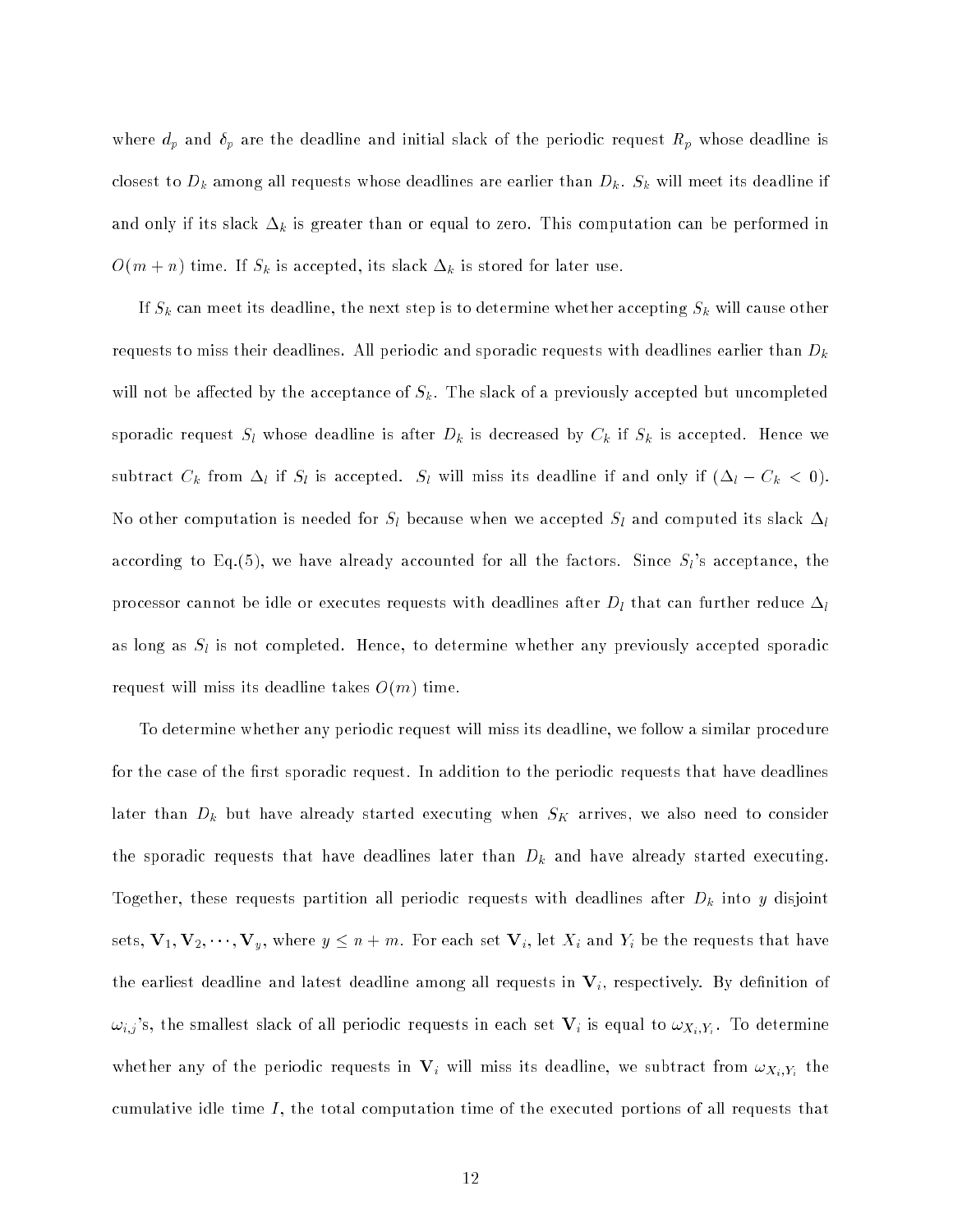where $d_p$ and $\delta_p$ are the deadline and initial slack of the periodic request $R_p$ whose deadline is closest to $D_k$ among all requests whose deadlines are earlier than $D_k$. $S_k$ will meet its deadline if and only if its slack $\Delta_k$ is greater than or equal to zero. This computation can be performed in $O(m + n)$ time. If $S_k$ is accepted, its slack $\Delta_k$ is stored for later use.

If $S_k$ can meet its deadline, the next step is to determine whether accepting $S_k$ will cause other requests to miss their deadlines. All periodic and sporadic requests with deadlines earlier than $D_k$ will not be affected by the acceptance of $S_k$. The slack of a previously accepted but uncompleted sporadic request $S_l$ whose deadline is after $D_k$ is decreased by $C_k$ if $S_k$ is accepted. Hence we subtract $C_k$ from $\Delta_l$ if $S_l$ is accepted. $S_l$ will miss its deadline if and only if $(\Delta_l - C_k < 0)$. No other computation is needed for $S_l$ because when we accepted $S_l$ and computed its slack $\Delta_l$ according to Eq.(5), we have already accounted for all the factors. Since $S_l$'s acceptance, the processor cannot be idle or executes requests with deadlines after $D_l$ that can further reduce $\Delta_l$ as long as $S_l$ is not completed. Hence, to determine whether any previously accepted sporadic request will miss its deadline takes $O(m)$ time.

To determine whether any periodic request will miss its deadline, we follow a similar procedure for the case of the first sporadic request. In addition to the periodic requests that have deadlines later than $D_k$ but have already started executing when $S_K$ arrives, we also need to consider the sporadic requests that have deadlines later than $D_k$ and have already started executing. Together, these requests partition all periodic requests with deadlines after $D_k$ into $y$ disjoint sets, $\mathbf{V}_1, \mathbf{V}_2, \cdots, \mathbf{V}_y$, where $y \leq n + m$. For each set $\mathbf{V}_i$, let $X_i$ and $Y_i$ be the requests that have the earliest deadline and latest deadline among all requests in $\mathbf{V}_i$, respectively. By definition of $\omega_{i,j}$'s, the smallest slack of all periodic requests in each set $\mathbf{V}_i$ is equal to $\omega_{X_i,Y_i}$. To determine whether any of the periodic requests in $\mathbf{V}_i$ will miss its deadline, we subtract from $\omega_{X_i,Y_i}$ the cumulative idle time $I$, the total computation time of the executed portions of all requests that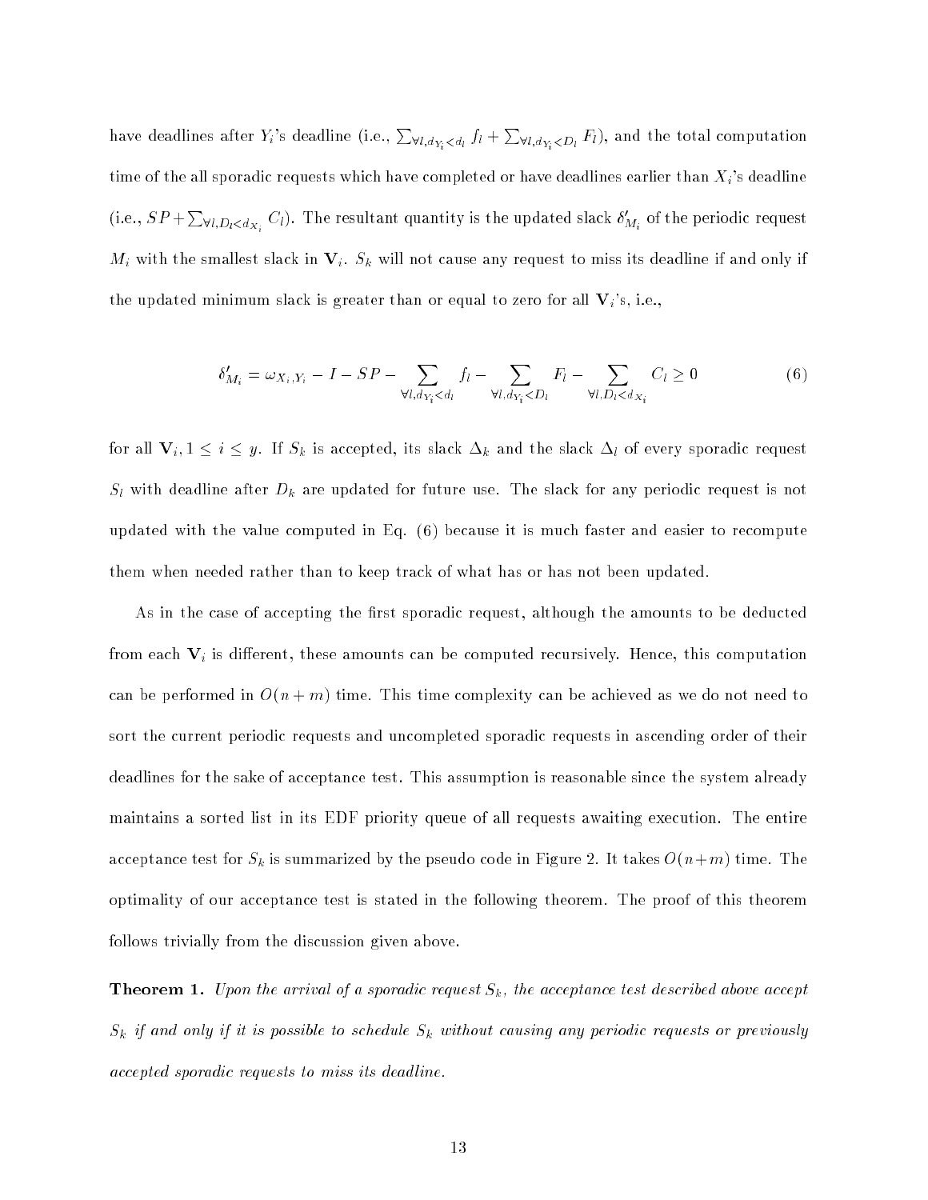have deadlines after $Y_i$'s deadline (i.e., $\sum_{\forall l, d_{Y_i} < d_l} f_l + \sum_{\forall l, d_{Y_i} < D_l} F_l$), and the total computation time of the all sporadic requests which have completed or have deadlines earlier than $X_i$'s deadline (i.e., $SP + \sum_{\forall l, D_l < d_{X_i}} C_l$). The resultant quantity is the updated slack $\delta'_{M_i}$ of the periodic request $M_i$ with the smallest slack in $\mathbf{V}_i$. $S_k$ will not cause any request to miss its deadline if and only if the updated minimum slack is greater than or equal to zero for all $\mathbf{V}_i$'s, i.e.,

$$\delta'_{M_i} = \omega_{X_i, Y_i} - I - SP - \sum_{\forall l, d_{Y_i} < d_l} f_l - \sum_{\forall l, d_{Y_i} < D_l} F_l - \sum_{\forall l, D_l < d_{X_i}} C_l \geq 0 \tag{6}$$

for all $\mathbf{V}_i, 1 \leq i \leq y$. If $S_k$ is accepted, its slack $\Delta_k$ and the slack $\Delta_l$ of every sporadic request $S_l$ with deadline after $D_k$ are updated for future use. The slack for any periodic request is not updated with the value computed in Eq. (6) because it is much faster and easier to recompute them when needed rather than to keep track of what has or has not been updated.

As in the case of accepting the first sporadic request, although the amounts to be deducted from each $\mathbf{V}_i$ is different, these amounts can be computed recursively. Hence, this computation can be performed in $O(n + m)$ time. This time complexity can be achieved as we do not need to sort the current periodic requests and uncompleted sporadic requests in ascending order of their deadlines for the sake of acceptance test. This assumption is reasonable since the system already maintains a sorted list in its EDF priority queue of all requests awaiting execution. The entire acceptance test for $S_k$ is summarized by the pseudo code in Figure 2. It takes $O(n+m)$ time. The optimality of our acceptance test is stated in the following theorem. The proof of this theorem follows trivially from the discussion given above.

**Theorem 1.** *Upon the arrival of a sporadic request $S_k$, the acceptance test described above accept $S_k$ if and only if it is possible to schedule $S_k$ without causing any periodic requests or previously accepted sporadic requests to miss its deadline.*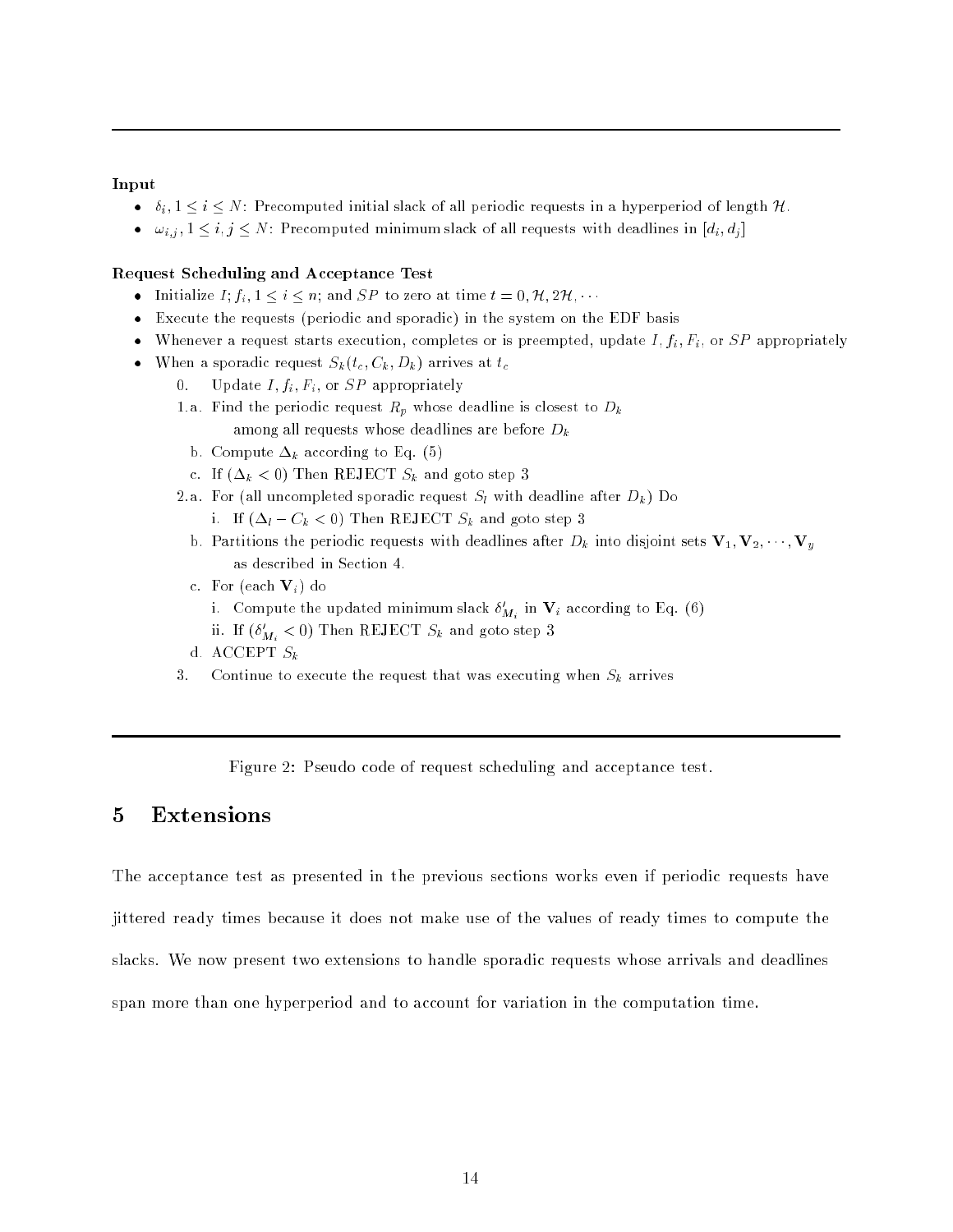**Input**

- $\delta_i, 1 \leq i \leq N$: Precomputed initial slack of all periodic requests in a hyperperiod of length $\mathcal{H}$.
- $\omega_{i,j}, 1 \leq i, j \leq N$: Precomputed minimum slack of all requests with deadlines in $[d_i, d_j]$

**Request Scheduling and Acceptance Test**

- Initialize $I; f_i, 1 \leq i \leq n$; and $SP$ to zero at time $t = 0, \mathcal{H}, 2\mathcal{H}, \cdots$
- Execute the requests (periodic and sporadic) in the system on the EDF basis
- Whenever a request starts execution, completes or is preempted, update $I, f_i, F_i$, or $SP$ appropriately
- When a sporadic request $S_k(t_c, C_k, D_k)$ arrives at $t_c$
  0. Update $I, f_i, F_i$, or $SP$ appropriately
  1.a. Find the periodic request $R_p$ whose deadline is closest to $D_k$
   among all requests whose deadlines are before $D_k$
   b. Compute $\Delta_k$ according to Eq. (5)
   c. If ($\Delta_k < 0$) Then REJECT $S_k$ and goto step 3
  2.a. For (all uncompleted sporadic request $S_l$ with deadline after $D_k$) Do
   i. If ($\Delta_l - C_k < 0$) Then REJECT $S_k$ and goto step 3
   b. Partitions the periodic requests with deadlines after $D_k$ into disjoint sets $\mathbf{V}_1, \mathbf{V}_2, \cdots, \mathbf{V}_y$
   as described in Section 4.
   c. For (each $\mathbf{V}_i$) do
   i. Compute the updated minimum slack $\delta'_{M_i}$ in $\mathbf{V}_i$ according to Eq. (6)
   ii. If ($\delta'_{M_i} < 0$) Then REJECT $S_k$ and goto step 3
   d. ACCEPT $S_k$
  3. Continue to execute the request that was executing when $S_k$ arrives

Figure 2: Pseudo code of request scheduling and acceptance test.

## 5 Extensions

The acceptance test as presented in the previous sections works even if periodic requests have jittered ready times because it does not make use of the values of ready times to compute the slacks. We now present two extensions to handle sporadic requests whose arrivals and deadlines span more than one hyperperiod and to account for variation in the computation time.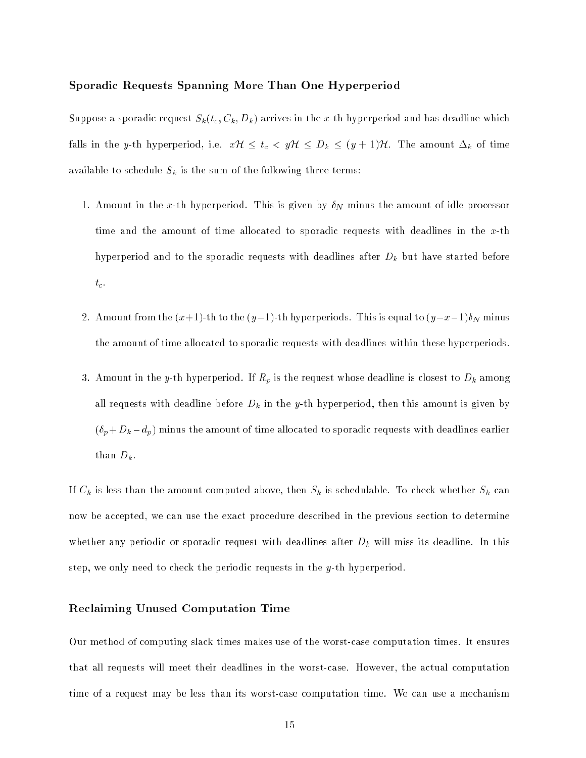### Sporadic Requests Spanning More Than One Hyperperiod

Suppose a sporadic request $S_k(t_c, C_k, D_k)$ arrives in the $x$-th hyperperiod and has deadline which falls in the $y$-th hyperperiod, i.e. $x\mathcal{H} \leq t_c < y\mathcal{H} \leq D_k \leq (y+1)\mathcal{H}$. The amount $\Delta_k$ of time available to schedule $S_k$ is the sum of the following three terms:

1. Amount in the $x$-th hyperperiod. This is given by $\delta_N$ minus the amount of idle processor time and the amount of time allocated to sporadic requests with deadlines in the $x$-th hyperperiod and to the sporadic requests with deadlines after $D_k$ but have started before $t_c$.
2. Amount from the $(x+1)$-th to the $(y-1)$-th hyperperiods. This is equal to $(y-x-1)\delta_N$ minus the amount of time allocated to sporadic requests with deadlines within these hyperperiods.
3. Amount in the $y$-th hyperperiod. If $R_p$ is the request whose deadline is closest to $D_k$ among all requests with deadline before $D_k$ in the $y$-th hyperperiod, then this amount is given by $(\delta_p + D_k - d_p)$ minus the amount of time allocated to sporadic requests with deadlines earlier than $D_k$.

If $C_k$ is less than the amount computed above, then $S_k$ is schedulable. To check whether $S_k$ can now be accepted, we can use the exact procedure described in the previous section to determine whether any periodic or sporadic request with deadlines after $D_k$ will miss its deadline. In this step, we only need to check the periodic requests in the $y$-th hyperperiod.

### Reclaiming Unused Computation Time

Our method of computing slack times makes use of the worst-case computation times. It ensures that all requests will meet their deadlines in the worst-case. However, the actual computation time of a request may be less than its worst-case computation time. We can use a mechanism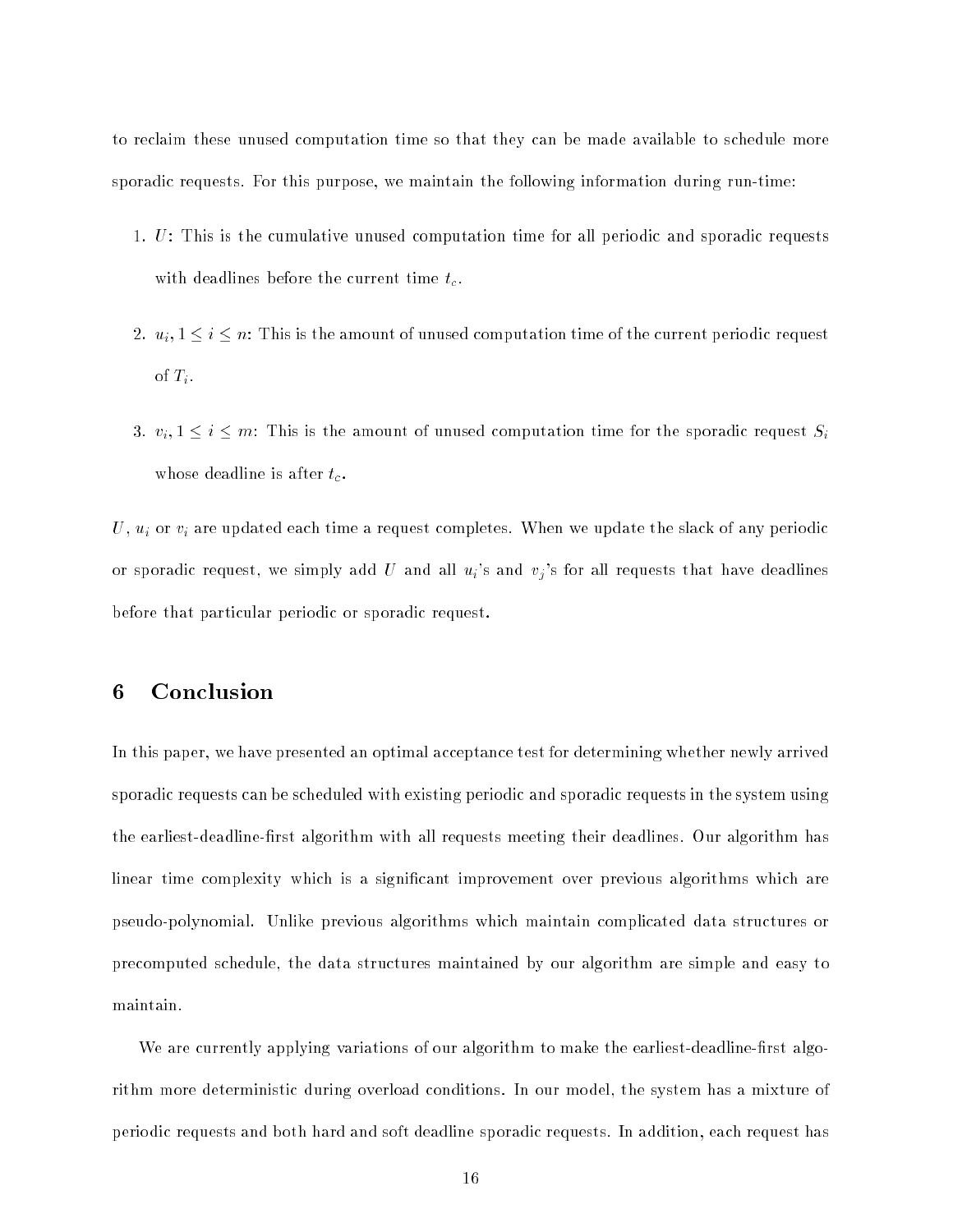to reclaim these unused computation time so that they can be made available to schedule more sporadic requests. For this purpose, we maintain the following information during run-time:

1. $U$: This is the cumulative unused computation time for all periodic and sporadic requests with deadlines before the current time $t_c$.

2. $u_i, 1 \leq i \leq n$: This is the amount of unused computation time of the current periodic request of $T_i$.

3. $v_i, 1 \leq i \leq m$: This is the amount of unused computation time for the sporadic request $S_i$ whose deadline is after $t_c$.

$U$, $u_i$ or $v_i$ are updated each time a request completes. When we update the slack of any periodic or sporadic request, we simply add $U$ and all $u_i$'s and $v_j$'s for all requests that have deadlines before that particular periodic or sporadic request.

# 6 Conclusion

In this paper, we have presented an optimal acceptance test for determining whether newly arrived sporadic requests can be scheduled with existing periodic and sporadic requests in the system using the earliest-deadline-first algorithm with all requests meeting their deadlines. Our algorithm has linear time complexity which is a significant improvement over previous algorithms which are pseudo-polynomial. Unlike previous algorithms which maintain complicated data structures or precomputed schedule, the data structures maintained by our algorithm are simple and easy to maintain.

We are currently applying variations of our algorithm to make the earliest-deadline-first algorithm more deterministic during overload conditions. In our model, the system has a mixture of periodic requests and both hard and soft deadline sporadic requests. In addition, each request has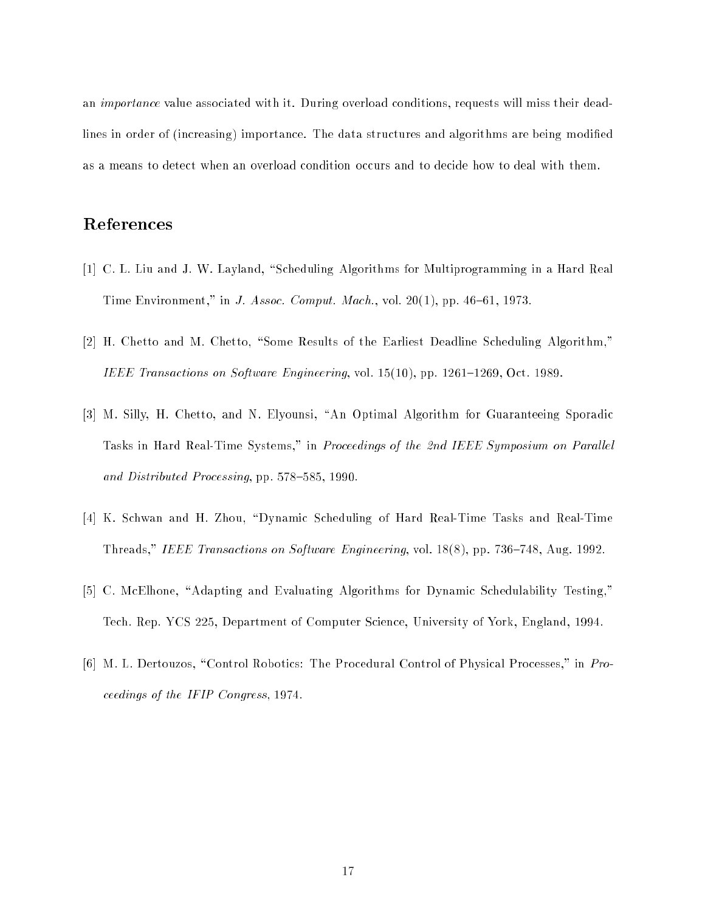an *importance* value associated with it. During overload conditions, requests will miss their deadlines in order of (increasing) importance. The data structures and algorithms are being modified as a means to detect when an overload condition occurs and to decide how to deal with them.

# References

[1] C. L. Liu and J. W. Layland, "Scheduling Algorithms for Multiprogramming in a Hard Real Time Environment," in *J. Assoc. Comput. Mach.*, vol. 20(1), pp. 46–61, 1973.

[2] H. Chetto and M. Chetto, "Some Results of the Earliest Deadline Scheduling Algorithm," *IEEE Transactions on Software Engineering*, vol. 15(10), pp. 1261–1269, Oct. 1989.

[3] M. Silly, H. Chetto, and N. Elyounsi, "An Optimal Algorithm for Guaranteeing Sporadic Tasks in Hard Real-Time Systems," in *Proceedings of the 2nd IEEE Symposium on Parallel and Distributed Processing*, pp. 578–585, 1990.

[4] K. Schwan and H. Zhou, "Dynamic Scheduling of Hard Real-Time Tasks and Real-Time Threads," *IEEE Transactions on Software Engineering*, vol. 18(8), pp. 736–748, Aug. 1992.

[5] C. McElhone, "Adapting and Evaluating Algorithms for Dynamic Schedulability Testing," Tech. Rep. YCS 225, Department of Computer Science, University of York, England, 1994.

[6] M. L. Dertouzos, "Control Robotics: The Procedural Control of Physical Processes," in *Proceedings of the IFIP Congress*, 1974.